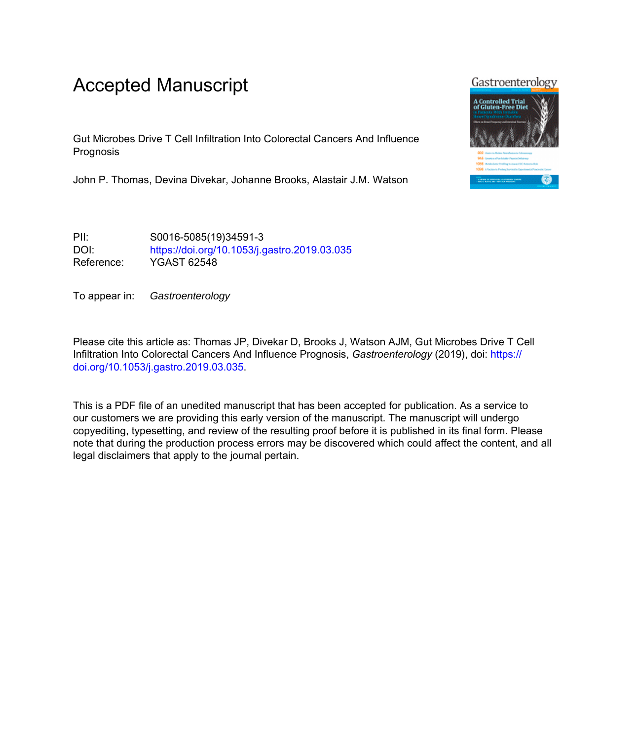# Accepted Manuscript

Gut Microbes Drive T Cell Infiltration Into Colorectal Cancers And Influence Prognosis

John P. Thomas, Devina Divekar, Johanne Brooks, Alastair J.M. Watson

PII: S0016-5085(19)34591-3
DOI: https://doi.org/10.1053/j.gastro.2019.03.035
Reference: YGAST 62548

To appear in: *Gastroenterology*

Please cite this article as: Thomas JP, Divekar D, Brooks J, Watson AJM, Gut Microbes Drive T Cell Infiltration Into Colorectal Cancers And Influence Prognosis, *Gastroenterology* (2019), doi: https://doi.org/10.1053/j.gastro.2019.03.035.

This is a PDF file of an unedited manuscript that has been accepted for publication. As a service to our customers we are providing this early version of the manuscript. The manuscript will undergo copyediting, typesetting, and review of the resulting proof before it is published in its final form. Please note that during the production process errors may be discovered which could affect the content, and all legal disclaimers that apply to the journal pertain.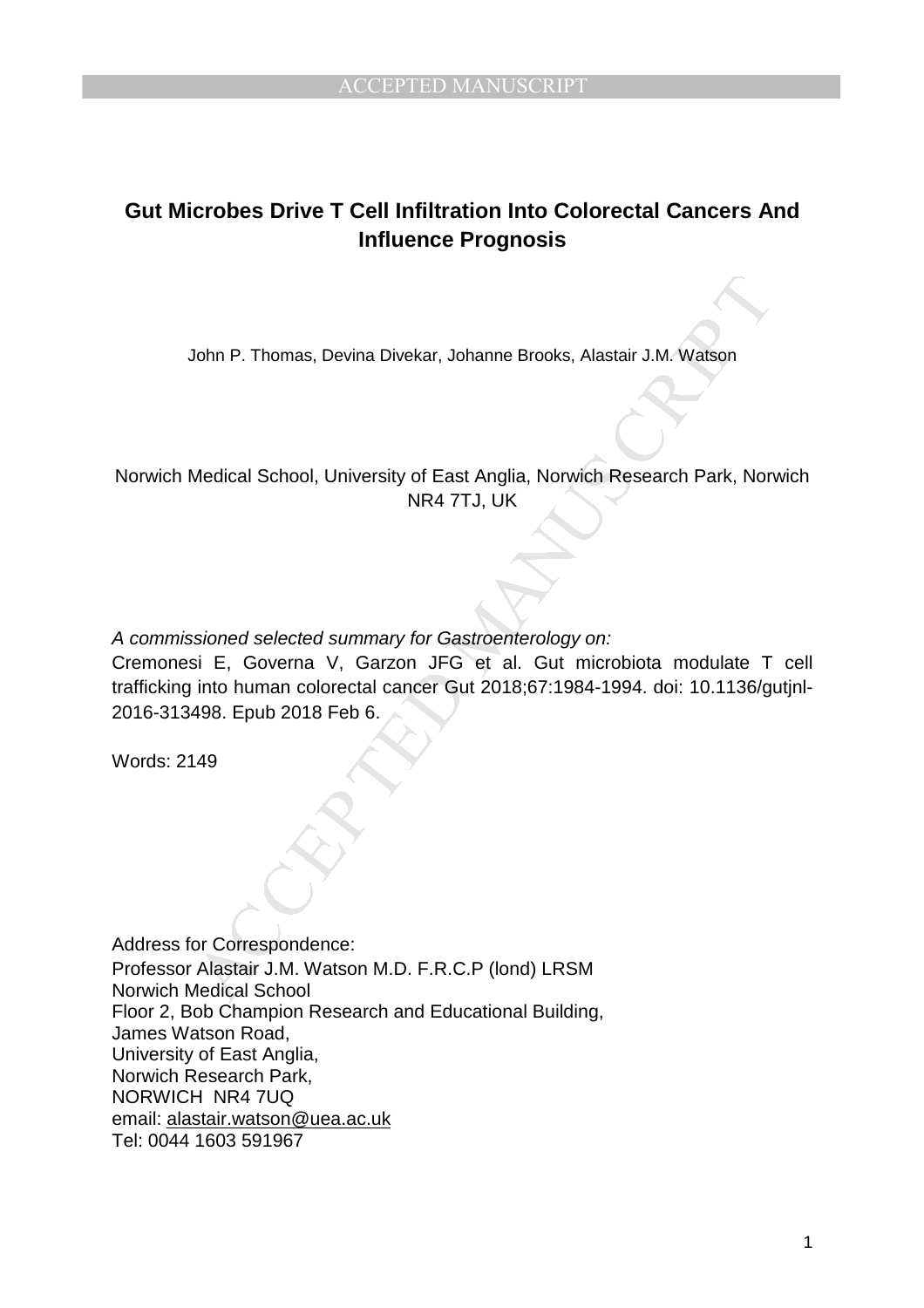# Gut Microbes Drive T Cell Infiltration Into Colorectal Cancers And Influence Prognosis

John P. Thomas, Devina Divekar, Johanne Brooks, Alastair J.M. Watson

Norwich Medical School, University of East Anglia, Norwich Research Park, Norwich NR4 7TJ, UK

*A commissioned selected summary for Gastroenterology on:*

Cremonesi E, Governa V, Garzon JFG et al. Gut microbiota modulate T cell trafficking into human colorectal cancer Gut 2018;67:1984-1994. doi: 10.1136/gutjnl-2016-313498. Epub 2018 Feb 6.

Words: 2149

Address for Correspondence:
Professor Alastair J.M. Watson M.D. F.R.C.P (lond) LRSM
Norwich Medical School
Floor 2, Bob Champion Research and Educational Building,
James Watson Road,
University of East Anglia,
Norwich Research Park,
NORWICH NR4 7UQ
email: alastair.watson@uea.ac.uk
Tel: 0044 1603 591967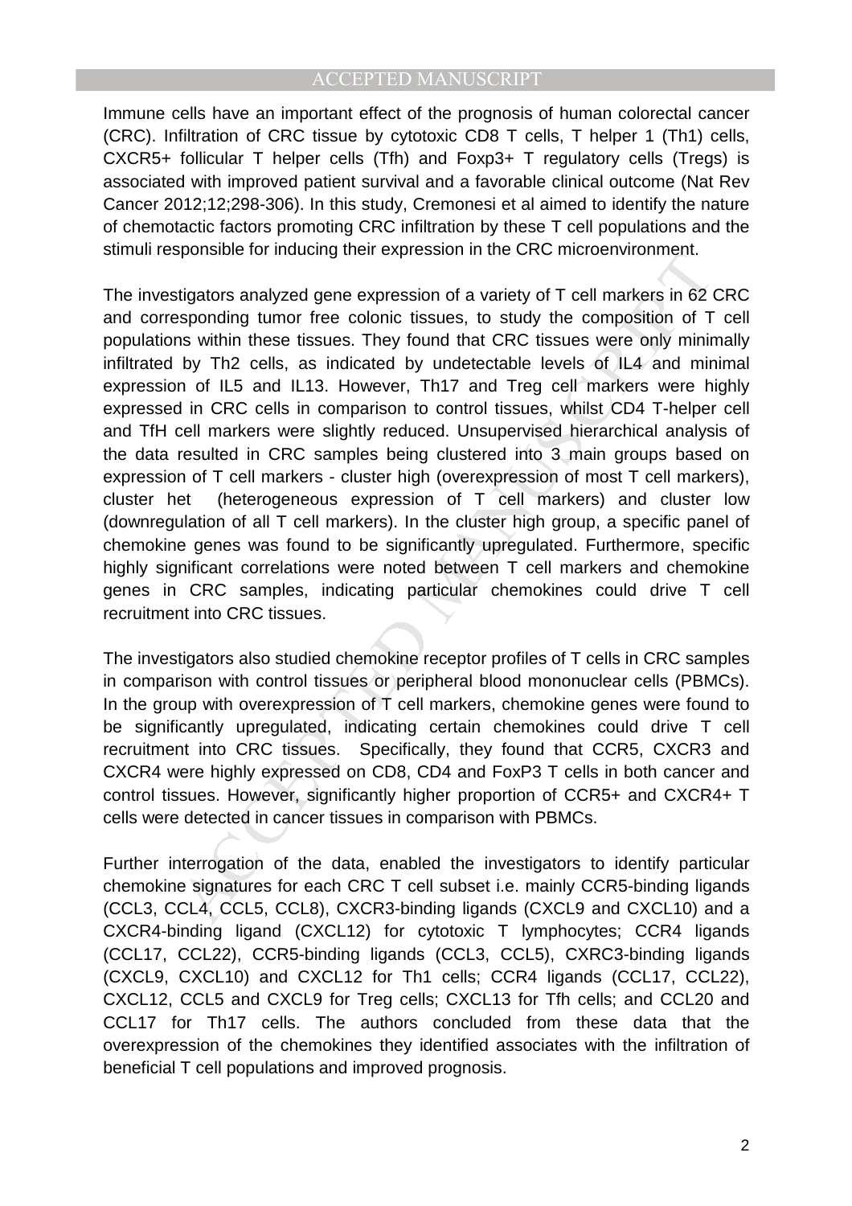Immune cells have an important effect of the prognosis of human colorectal cancer (CRC). Infiltration of CRC tissue by cytotoxic CD8 T cells, T helper 1 (Th1) cells, CXCR5+ follicular T helper cells (Tfh) and Foxp3+ T regulatory cells (Tregs) is associated with improved patient survival and a favorable clinical outcome (Nat Rev Cancer 2012;12;298-306). In this study, Cremonesi et al aimed to identify the nature of chemotactic factors promoting CRC infiltration by these T cell populations and the stimuli responsible for inducing their expression in the CRC microenvironment.

The investigators analyzed gene expression of a variety of T cell markers in 62 CRC and corresponding tumor free colonic tissues, to study the composition of T cell populations within these tissues. They found that CRC tissues were only minimally infiltrated by Th2 cells, as indicated by undetectable levels of IL4 and minimal expression of IL5 and IL13. However, Th17 and Treg cell markers were highly expressed in CRC cells in comparison to control tissues, whilst CD4 T-helper cell and TfH cell markers were slightly reduced. Unsupervised hierarchical analysis of the data resulted in CRC samples being clustered into 3 main groups based on expression of T cell markers - cluster high (overexpression of most T cell markers), cluster het (heterogeneous expression of T cell markers) and cluster low (downregulation of all T cell markers). In the cluster high group, a specific panel of chemokine genes was found to be significantly upregulated. Furthermore, specific highly significant correlations were noted between T cell markers and chemokine genes in CRC samples, indicating particular chemokines could drive T cell recruitment into CRC tissues.

The investigators also studied chemokine receptor profiles of T cells in CRC samples in comparison with control tissues or peripheral blood mononuclear cells (PBMCs). In the group with overexpression of T cell markers, chemokine genes were found to be significantly upregulated, indicating certain chemokines could drive T cell recruitment into CRC tissues. Specifically, they found that CCR5, CXCR3 and CXCR4 were highly expressed on CD8, CD4 and FoxP3 T cells in both cancer and control tissues. However, significantly higher proportion of CCR5+ and CXCR4+ T cells were detected in cancer tissues in comparison with PBMCs.

Further interrogation of the data, enabled the investigators to identify particular chemokine signatures for each CRC T cell subset i.e. mainly CCR5-binding ligands (CCL3, CCL4, CCL5, CCL8), CXCR3-binding ligands (CXCL9 and CXCL10) and a CXCR4-binding ligand (CXCL12) for cytotoxic T lymphocytes; CCR4 ligands (CCL17, CCL22), CCR5-binding ligands (CCL3, CCL5), CXRC3-binding ligands (CXCL9, CXCL10) and CXCL12 for Th1 cells; CCR4 ligands (CCL17, CCL22), CXCL12, CCL5 and CXCL9 for Treg cells; CXCL13 for Tfh cells; and CCL20 and CCL17 for Th17 cells. The authors concluded from these data that the overexpression of the chemokines they identified associates with the infiltration of beneficial T cell populations and improved prognosis.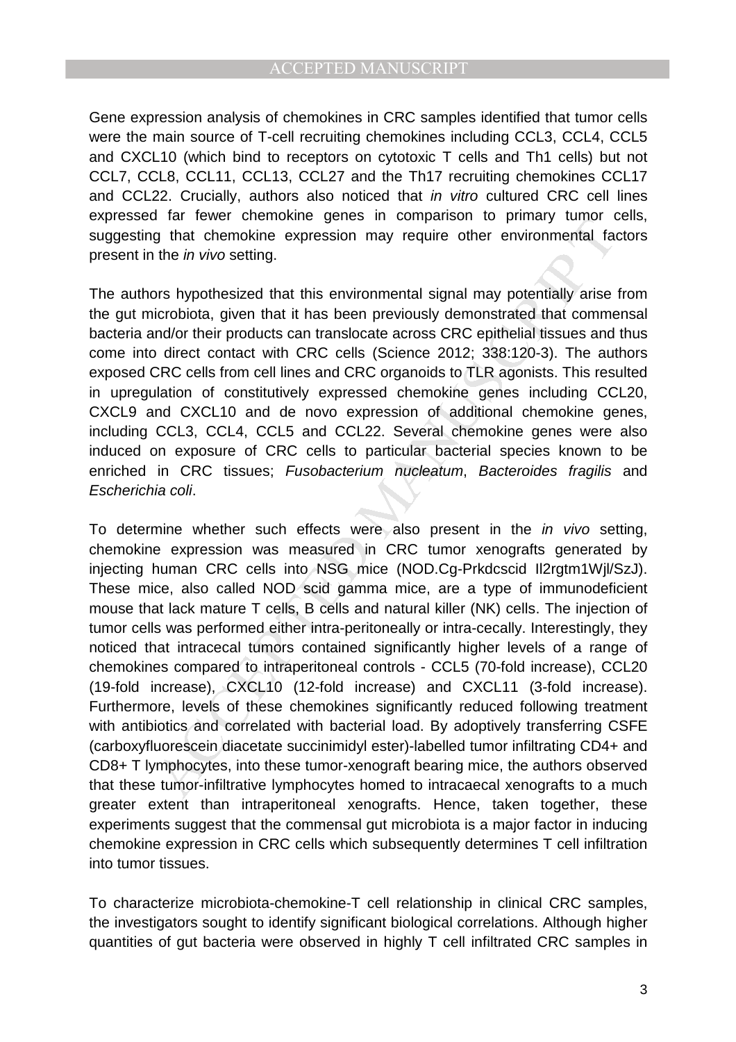Gene expression analysis of chemokines in CRC samples identified that tumor cells were the main source of T-cell recruiting chemokines including CCL3, CCL4, CCL5 and CXCL10 (which bind to receptors on cytotoxic T cells and Th1 cells) but not CCL7, CCL8, CCL11, CCL13, CCL27 and the Th17 recruiting chemokines CCL17 and CCL22. Crucially, authors also noticed that *in vitro* cultured CRC cell lines expressed far fewer chemokine genes in comparison to primary tumor cells, suggesting that chemokine expression may require other environmental factors present in the *in vivo* setting.

The authors hypothesized that this environmental signal may potentially arise from the gut microbiota, given that it has been previously demonstrated that commensal bacteria and/or their products can translocate across CRC epithelial tissues and thus come into direct contact with CRC cells (Science 2012; 338:120-3). The authors exposed CRC cells from cell lines and CRC organoids to TLR agonists. This resulted in upregulation of constitutively expressed chemokine genes including CCL20, CXCL9 and CXCL10 and de novo expression of additional chemokine genes, including CCL3, CCL4, CCL5 and CCL22. Several chemokine genes were also induced on exposure of CRC cells to particular bacterial species known to be enriched in CRC tissues; *Fusobacterium nucleatum*, *Bacteroides fragilis* and *Escherichia coli*.

To determine whether such effects were also present in the *in vivo* setting, chemokine expression was measured in CRC tumor xenografts generated by injecting human CRC cells into NSG mice (NOD.Cg-Prkdcscid Il2rgtm1Wjl/SzJ). These mice, also called NOD scid gamma mice, are a type of immunodeficient mouse that lack mature T cells, B cells and natural killer (NK) cells. The injection of tumor cells was performed either intra-peritoneally or intra-cecally. Interestingly, they noticed that intracecal tumors contained significantly higher levels of a range of chemokines compared to intraperitoneal controls - CCL5 (70-fold increase), CCL20 (19-fold increase), CXCL10 (12-fold increase) and CXCL11 (3-fold increase). Furthermore, levels of these chemokines significantly reduced following treatment with antibiotics and correlated with bacterial load. By adoptively transferring CSFE (carboxyfluorescein diacetate succinimidyl ester)-labelled tumor infiltrating CD4+ and CD8+ T lymphocytes, into these tumor-xenograft bearing mice, the authors observed that these tumor-infiltrative lymphocytes homed to intracaecal xenografts to a much greater extent than intraperitoneal xenografts. Hence, taken together, these experiments suggest that the commensal gut microbiota is a major factor in inducing chemokine expression in CRC cells which subsequently determines T cell infiltration into tumor tissues.

To characterize microbiota-chemokine-T cell relationship in clinical CRC samples, the investigators sought to identify significant biological correlations. Although higher quantities of gut bacteria were observed in highly T cell infiltrated CRC samples in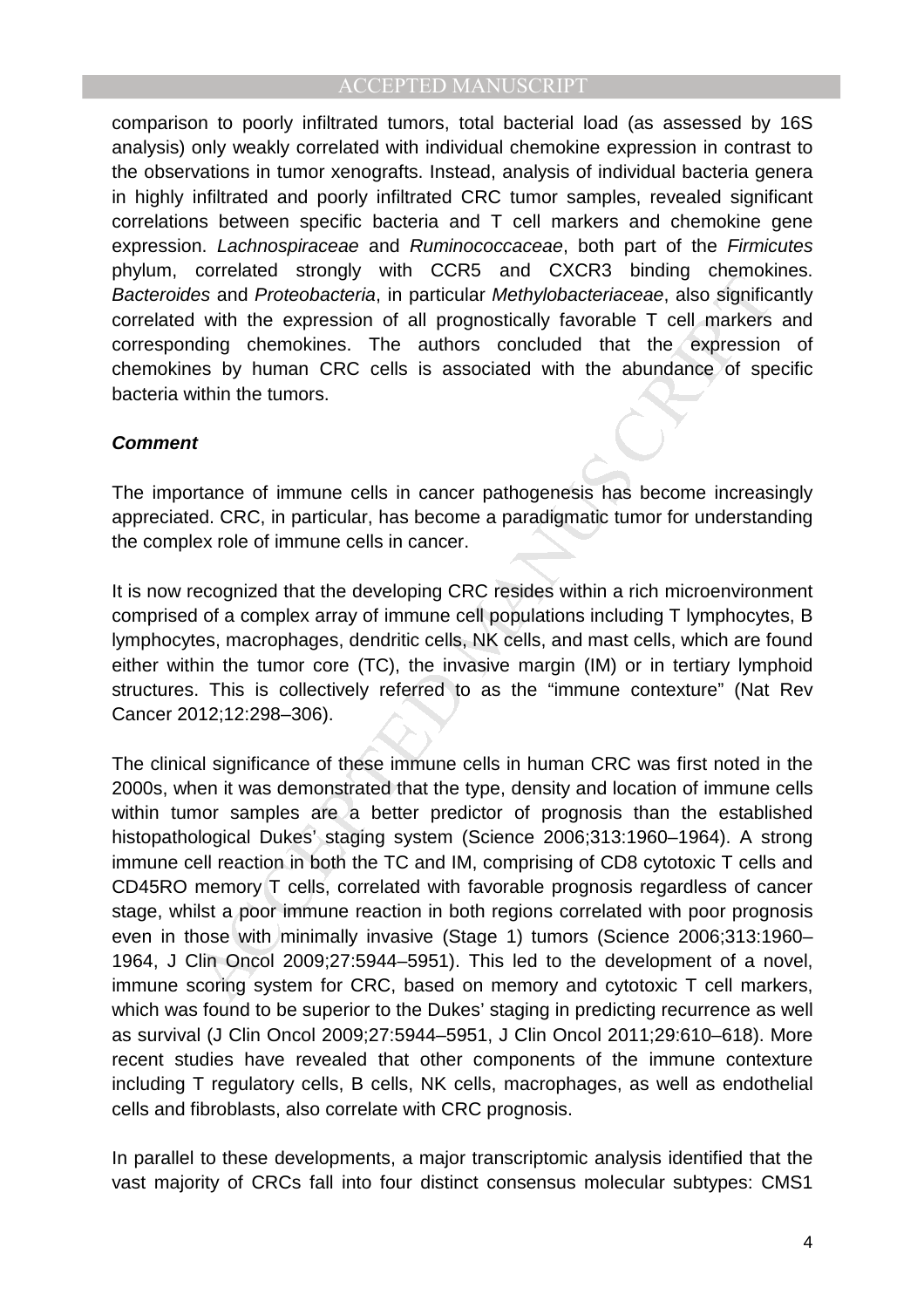comparison to poorly infiltrated tumors, total bacterial load (as assessed by 16S analysis) only weakly correlated with individual chemokine expression in contrast to the observations in tumor xenografts. Instead, analysis of individual bacteria genera in highly infiltrated and poorly infiltrated CRC tumor samples, revealed significant correlations between specific bacteria and T cell markers and chemokine gene expression. *Lachnospiraceae* and *Ruminococcaceae*, both part of the *Firmicutes* phylum, correlated strongly with CCR5 and CXCR3 binding chemokines. *Bacteroides* and *Proteobacteria*, in particular *Methylobacteriaceae*, also significantly correlated with the expression of all prognostically favorable T cell markers and corresponding chemokines. The authors concluded that the expression of chemokines by human CRC cells is associated with the abundance of specific bacteria within the tumors.

***Comment***

The importance of immune cells in cancer pathogenesis has become increasingly appreciated. CRC, in particular, has become a paradigmatic tumor for understanding the complex role of immune cells in cancer.

It is now recognized that the developing CRC resides within a rich microenvironment comprised of a complex array of immune cell populations including T lymphocytes, B lymphocytes, macrophages, dendritic cells, NK cells, and mast cells, which are found either within the tumor core (TC), the invasive margin (IM) or in tertiary lymphoid structures. This is collectively referred to as the "immune contexture" (Nat Rev Cancer 2012;12:298–306).

The clinical significance of these immune cells in human CRC was first noted in the 2000s, when it was demonstrated that the type, density and location of immune cells within tumor samples are a better predictor of prognosis than the established histopathological Dukes' staging system (Science 2006;313:1960–1964). A strong immune cell reaction in both the TC and IM, comprising of CD8 cytotoxic T cells and CD45RO memory T cells, correlated with favorable prognosis regardless of cancer stage, whilst a poor immune reaction in both regions correlated with poor prognosis even in those with minimally invasive (Stage 1) tumors (Science 2006;313:1960–1964, J Clin Oncol 2009;27:5944–5951). This led to the development of a novel, immune scoring system for CRC, based on memory and cytotoxic T cell markers, which was found to be superior to the Dukes' staging in predicting recurrence as well as survival (J Clin Oncol 2009;27:5944–5951, J Clin Oncol 2011;29:610–618). More recent studies have revealed that other components of the immune contexture including T regulatory cells, B cells, NK cells, macrophages, as well as endothelial cells and fibroblasts, also correlate with CRC prognosis.

In parallel to these developments, a major transcriptomic analysis identified that the vast majority of CRCs fall into four distinct consensus molecular subtypes: CMS1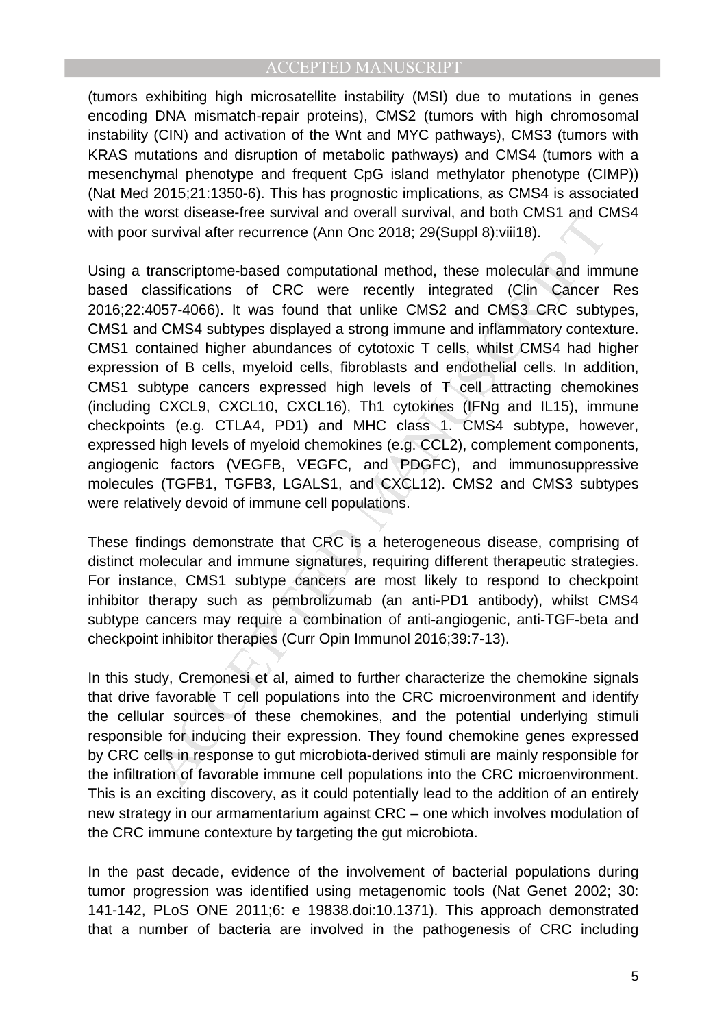(tumors exhibiting high microsatellite instability (MSI) due to mutations in genes encoding DNA mismatch-repair proteins), CMS2 (tumors with high chromosomal instability (CIN) and activation of the Wnt and MYC pathways), CMS3 (tumors with KRAS mutations and disruption of metabolic pathways) and CMS4 (tumors with a mesenchymal phenotype and frequent CpG island methylator phenotype (CIMP)) (Nat Med 2015;21:1350-6). This has prognostic implications, as CMS4 is associated with the worst disease-free survival and overall survival, and both CMS1 and CMS4 with poor survival after recurrence (Ann Onc 2018; 29(Suppl 8):viii18).

Using a transcriptome-based computational method, these molecular and immune based classifications of CRC were recently integrated (Clin Cancer Res 2016;22:4057-4066). It was found that unlike CMS2 and CMS3 CRC subtypes, CMS1 and CMS4 subtypes displayed a strong immune and inflammatory contexture. CMS1 contained higher abundances of cytotoxic T cells, whilst CMS4 had higher expression of B cells, myeloid cells, fibroblasts and endothelial cells. In addition, CMS1 subtype cancers expressed high levels of T cell attracting chemokines (including CXCL9, CXCL10, CXCL16), Th1 cytokines (IFNg and IL15), immune checkpoints (e.g. CTLA4, PD1) and MHC class 1. CMS4 subtype, however, expressed high levels of myeloid chemokines (e.g. CCL2), complement components, angiogenic factors (VEGFB, VEGFC, and PDGFC), and immunosuppressive molecules (TGFB1, TGFB3, LGALS1, and CXCL12). CMS2 and CMS3 subtypes were relatively devoid of immune cell populations.

These findings demonstrate that CRC is a heterogeneous disease, comprising of distinct molecular and immune signatures, requiring different therapeutic strategies. For instance, CMS1 subtype cancers are most likely to respond to checkpoint inhibitor therapy such as pembrolizumab (an anti-PD1 antibody), whilst CMS4 subtype cancers may require a combination of anti-angiogenic, anti-TGF-beta and checkpoint inhibitor therapies (Curr Opin Immunol 2016;39:7-13).

In this study, Cremonesi et al, aimed to further characterize the chemokine signals that drive favorable T cell populations into the CRC microenvironment and identify the cellular sources of these chemokines, and the potential underlying stimuli responsible for inducing their expression. They found chemokine genes expressed by CRC cells in response to gut microbiota-derived stimuli are mainly responsible for the infiltration of favorable immune cell populations into the CRC microenvironment. This is an exciting discovery, as it could potentially lead to the addition of an entirely new strategy in our armamentarium against CRC – one which involves modulation of the CRC immune contexture by targeting the gut microbiota.

In the past decade, evidence of the involvement of bacterial populations during tumor progression was identified using metagenomic tools (Nat Genet 2002; 30: 141-142, PLoS ONE 2011;6: e 19838.doi:10.1371). This approach demonstrated that a number of bacteria are involved in the pathogenesis of CRC including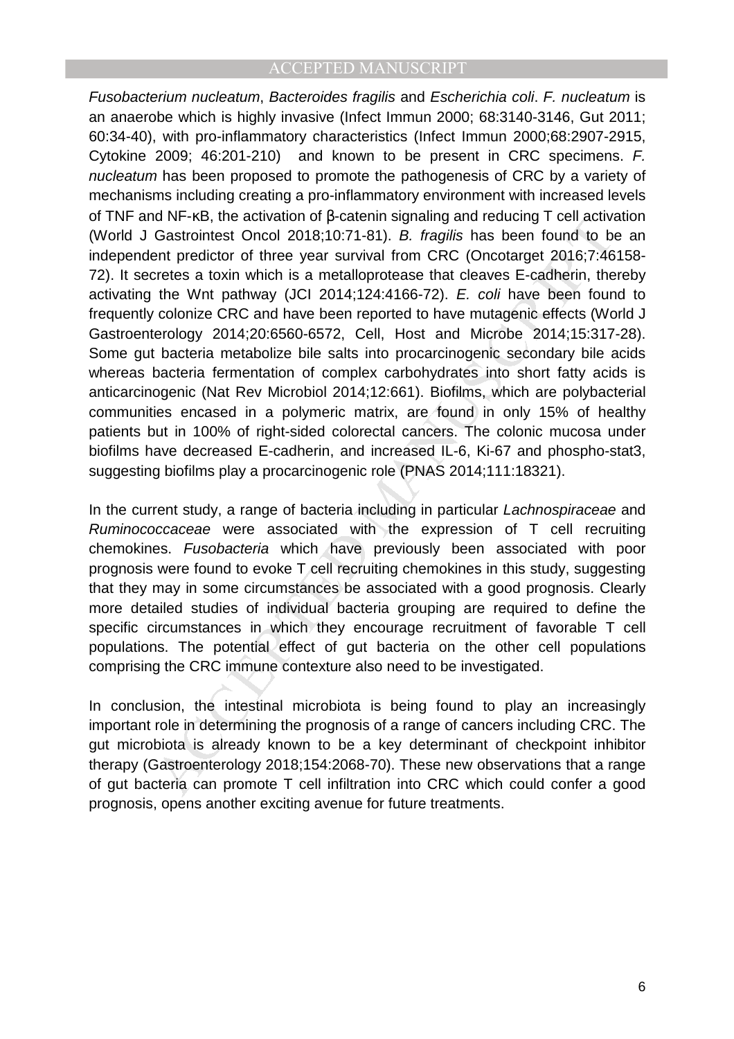*Fusobacterium nucleatum*, *Bacteroides fragilis* and *Escherichia coli*. *F. nucleatum* is an anaerobe which is highly invasive (Infect Immun 2000; 68:3140-3146, Gut 2011; 60:34-40), with pro-inflammatory characteristics (Infect Immun 2000;68:2907-2915, Cytokine 2009; 46:201-210) and known to be present in CRC specimens. *F. nucleatum* has been proposed to promote the pathogenesis of CRC by a variety of mechanisms including creating a pro-inflammatory environment with increased levels of TNF and NF-κB, the activation of β-catenin signaling and reducing T cell activation (World J Gastrointest Oncol 2018;10:71-81). *B. fragilis* has been found to be an independent predictor of three year survival from CRC (Oncotarget 2016;7:46158-72). It secretes a toxin which is a metalloprotease that cleaves E-cadherin, thereby activating the Wnt pathway (JCI 2014;124:4166-72). *E. coli* have been found to frequently colonize CRC and have been reported to have mutagenic effects (World J Gastroenterology 2014;20:6560-6572, Cell, Host and Microbe 2014;15:317-28). Some gut bacteria metabolize bile salts into procarcinogenic secondary bile acids whereas bacteria fermentation of complex carbohydrates into short fatty acids is anticarcinogenic (Nat Rev Microbiol 2014;12:661). Biofilms, which are polybacterial communities encased in a polymeric matrix, are found in only 15% of healthy patients but in 100% of right-sided colorectal cancers. The colonic mucosa under biofilms have decreased E-cadherin, and increased IL-6, Ki-67 and phospho-stat3, suggesting biofilms play a procarcinogenic role (PNAS 2014;111:18321).

In the current study, a range of bacteria including in particular *Lachnospiraceae* and *Ruminococcaceae* were associated with the expression of T cell recruiting chemokines. *Fusobacteria* which have previously been associated with poor prognosis were found to evoke T cell recruiting chemokines in this study, suggesting that they may in some circumstances be associated with a good prognosis. Clearly more detailed studies of individual bacteria grouping are required to define the specific circumstances in which they encourage recruitment of favorable T cell populations. The potential effect of gut bacteria on the other cell populations comprising the CRC immune contexture also need to be investigated.

In conclusion, the intestinal microbiota is being found to play an increasingly important role in determining the prognosis of a range of cancers including CRC. The gut microbiota is already known to be a key determinant of checkpoint inhibitor therapy (Gastroenterology 2018;154:2068-70). These new observations that a range of gut bacteria can promote T cell infiltration into CRC which could confer a good prognosis, opens another exciting avenue for future treatments.